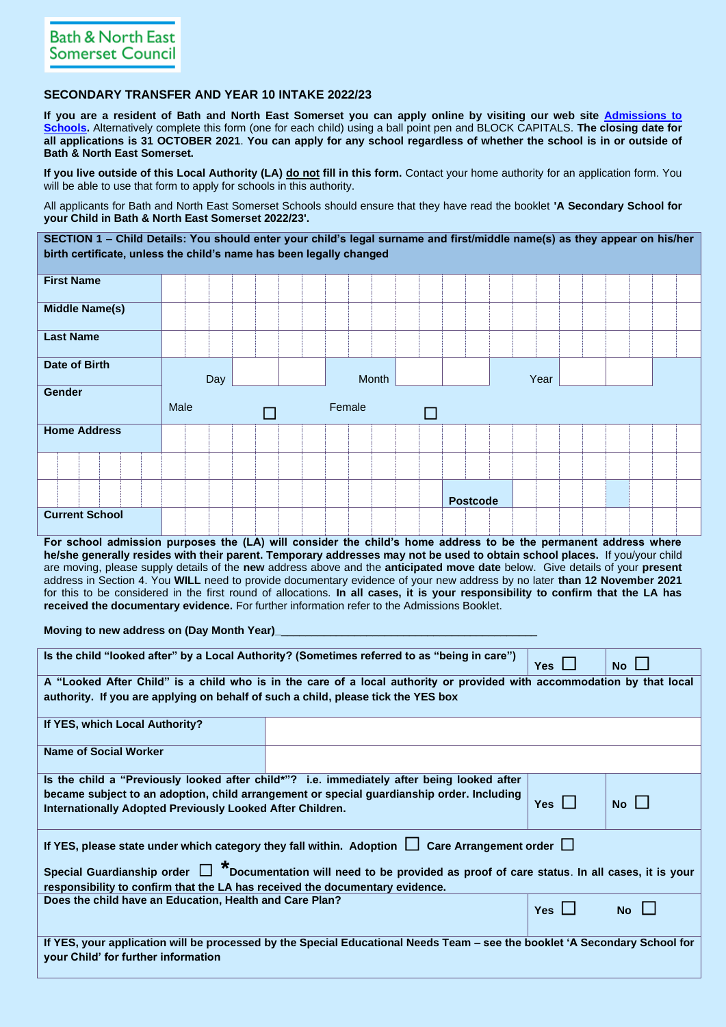Bath & North East Somerset Council

## SECONDARY TRANSFER AND YEAR 10 INTAKE 2022/23

**If you are a resident of Bath and North East Somerset you can apply online by visiting our web site Admissions to Schools.** Alternatively complete this form (one for each child) using a ball point pen and BLOCK CAPITALS. **The closing date for all applications is 31 OCTOBER 2021**. **You can apply for any school regardless of whether the school is in or outside of Bath & North East Somerset.**

**If you live outside of this Local Authority (LA) do not fill in this form.** Contact your home authority for an application form. You will be able to use that form to apply for schools in this authority.

All applicants for Bath and North East Somerset Schools should ensure that they have read the booklet **'A Secondary School for your Child in Bath & North East Somerset 2022/23'.**

| **SECTION 1 – Child Details: You should enter your child's legal surname and first/middle name(s) as they appear on his/her birth certificate, unless the child's name has been legally changed** | | | | | |
|---|---|---|---|---|---|
| **First Name** | | | | | |
| **Middle Name(s)** | | | | | |
| **Last Name** | | | | | |
| **Date of Birth** | Day | | Month | | Year |
| **Gender** | Male ☐ | | Female ☐ | | |
| **Home Address** | | | | | |
| | | | | | |
| | | | | **Postcode** | |
| **Current School** | | | | | |

**For school admission purposes the (LA) will consider the child's home address to be the permanent address where he/she generally resides with their parent. Temporary addresses may not be used to obtain school places.** If you/your child are moving, please supply details of the **new** address above and the **anticipated move date** below. Give details of your **present** address in Section 4. You **WILL** need to provide documentary evidence of your new address by no later **than 12 November 2021** for this to be considered in the first round of allocations. **In all cases, it is your responsibility to confirm that the LA has received the documentary evidence.** For further information refer to the Admissions Booklet.

**Moving to new address on (Day Month Year)**\_\_\_\_\_\_\_\_\_\_\_\_\_\_\_\_\_\_\_\_\_\_\_\_\_\_\_\_\_\_\_\_\_\_\_\_\_\_\_\_

| **Is the child "looked after" by a Local Authority? (Sometimes referred to as "being in care")** | **Yes** ☐ | **No** ☐ |
|---|---|---|
| **A "Looked After Child" is a child who is in the care of a local authority or provided with accommodation by that local authority. If you are applying on behalf of such a child, please tick the YES box** | | |
| **If YES, which Local Authority?** | | |
| **Name of Social Worker** | | |
| **Is the child a "Previously looked after child\*"? i.e. immediately after being looked after became subject to an adoption, child arrangement or special guardianship order. Including Internationally Adopted Previously Looked After Children.** | **Yes** ☐ | **No** ☐ |
| **If YES, please state under which category they fall within. Adoption** ☐ **Care Arrangement order** ☐ **Special Guardianship order** ☐ **\*Documentation will need to be provided as proof of care status**. **In all cases, it is your responsibility to confirm that the LA has received the documentary evidence.** | | |
| **Does the child have an Education, Health and Care Plan?** | **Yes** ☐ | **No** ☐ |
| **If YES, your application will be processed by the Special Educational Needs Team – see the booklet 'A Secondary School for your Child' for further information** | | |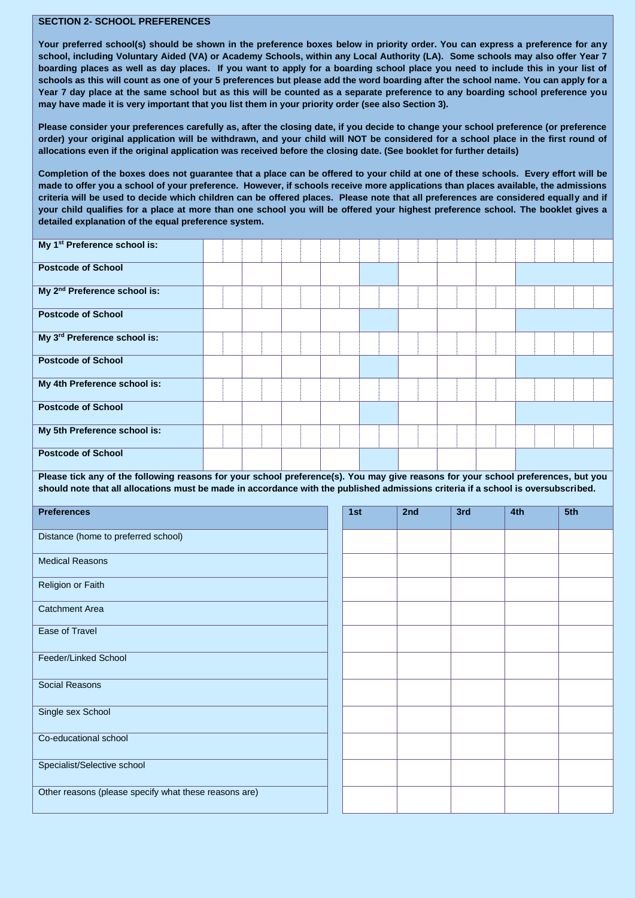**SECTION 2- SCHOOL PREFERENCES**

**Your preferred school(s) should be shown in the preference boxes below in priority order. You can express a preference for any school, including Voluntary Aided (VA) or Academy Schools, within any Local Authority (LA). Some schools may also offer Year 7 boarding places as well as day places. If you want to apply for a boarding school place you need to include this in your list of schools as this will count as one of your 5 preferences but please add the word boarding after the school name. You can apply for a Year 7 day place at the same school but as this will be counted as a separate preference to any boarding school preference you may have made it is very important that you list them in your priority order (see also Section 3).**

**Please consider your preferences carefully as, after the closing date, if you decide to change your school preference (or preference order) your original application will be withdrawn, and your child will NOT be considered for a school place in the first round of allocations even if the original application was received before the closing date. (See booklet for further details)**

**Completion of the boxes does not guarantee that a place can be offered to your child at one of these schools. Every effort will be made to offer you a school of your preference. However, if schools receive more applications than places available, the admissions criteria will be used to decide which children can be offered places. Please note that all preferences are considered equally and if your child qualifies for a place at more than one school you will be offered your highest preference school. The booklet gives a detailed explanation of the equal preference system.**

| | |
|---|---|
| **My 1st Preference school is:** | |
| **Postcode of School** | |
| **My 2nd Preference school is:** | |
| **Postcode of School** | |
| **My 3rd Preference school is:** | |
| **Postcode of School** | |
| **My 4th Preference school is:** | |
| **Postcode of School** | |
| **My 5th Preference school is:** | |
| **Postcode of School** | |

**Please tick any of the following reasons for your school preference(s). You may give reasons for your school preferences, but you should note that all allocations must be made in accordance with the published admissions criteria if a school is oversubscribed.**

| **Preferences** | **1st** | **2nd** | **3rd** | **4th** | **5th** |
|---|---|---|---|---|---|
| Distance (home to preferred school) | | | | | |
| Medical Reasons | | | | | |
| Religion or Faith | | | | | |
| Catchment Area | | | | | |
| Ease of Travel | | | | | |
| Feeder/Linked School | | | | | |
| Social Reasons | | | | | |
| Single sex School | | | | | |
| Co-educational school | | | | | |
| Specialist/Selective school | | | | | |
| Other reasons (please specify what these reasons are) | | | | | |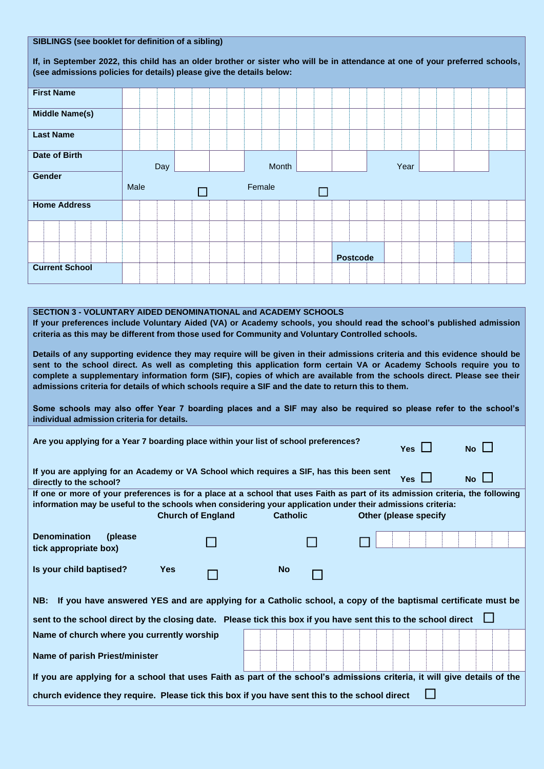**SIBLINGS (see booklet for definition of a sibling)**

**If, in September 2022, this child has an older brother or sister who will be in attendance at one of your preferred schools, (see admissions policies for details) please give the details below:**

| | |
|---|---|
| **First Name** | |
| **Middle Name(s)** | |
| **Last Name** | |
| **Date of Birth** | Day ☐☐ Month ☐☐ Year ☐☐ |
| **Gender** | Male ☐ Female ☐ |
| **Home Address** | |
| | |
| | **Postcode** |
| **Current School** | |

**SECTION 3 - VOLUNTARY AIDED DENOMINATIONAL and ACADEMY SCHOOLS**

**If your preferences include Voluntary Aided (VA) or Academy schools, you should read the school's published admission criteria as this may be different from those used for Community and Voluntary Controlled schools.**

**Details of any supporting evidence they may require will be given in their admissions criteria and this evidence should be sent to the school direct. As well as completing this application form certain VA or Academy Schools require you to complete a supplementary information form (SIF), copies of which are available from the schools direct. Please see their admissions criteria for details of which schools require a SIF and the date to return this to them.**

**Some schools may also offer Year 7 boarding places and a SIF may also be required so please refer to the school's individual admission criteria for details.**

**Are you applying for a Year 7 boarding place within your list of school preferences?** **Yes** ☐ **No** ☐

**If you are applying for an Academy or VA School which requires a SIF, has this been sent directly to the school?** **Yes** ☐ **No** ☐

**If one or more of your preferences is for a place at a school that uses Faith as part of its admission criteria, the following information may be useful to the schools when considering your application under their admissions criteria:**

| | Church of England | Catholic | Other (please specify |
|---|---|---|---|
| **Denomination (please tick appropriate box)** | ☐ | ☐ | ☐ |

**Is your child baptised?** **Yes** ☐ **No** ☐

**NB: If you have answered YES and are applying for a Catholic school, a copy of the baptismal certificate must be sent to the school direct by the closing date. Please tick this box if you have sent this to the school direct** ☐

| | |
|---|---|
| **Name of church where you currently worship** | |
| **Name of parish Priest/minister** | |

**If you are applying for a school that uses Faith as part of the school's admissions criteria, it will give details of the church evidence they require. Please tick this box if you have sent this to the school direct** ☐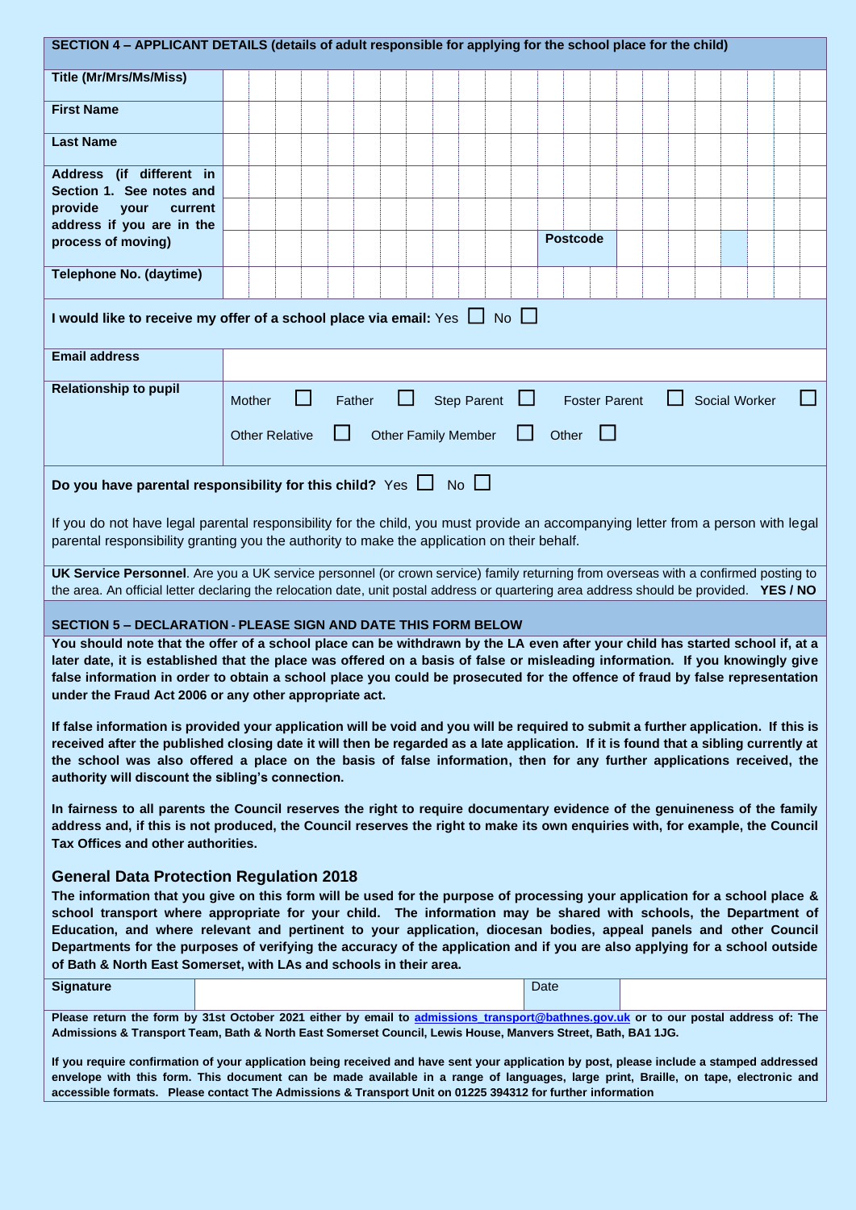## SECTION 4 – APPLICANT DETAILS (details of adult responsible for applying for the school place for the child)

| | |
|---|---|
| **Title (Mr/Mrs/Ms/Miss)** | |
| **First Name** | |
| **Last Name** | |
| **Address (if different in Section 1. See notes and provide your current address if you are in the process of moving)** | **Postcode** |
| **Telephone No. (daytime)** | |

**I would like to receive my offer of a school place via email:** Yes ☐ No ☐

| | |
|---|---|
| **Email address** | |
| **Relationship to pupil** | Mother ☐ Father ☐ Step Parent ☐ Foster Parent ☐ Social Worker ☐ Other Relative ☐ Other Family Member ☐ Other ☐ |

**Do you have parental responsibility for this child?** Yes ☐ No ☐

If you do not have legal parental responsibility for the child, you must provide an accompanying letter from a person with legal parental responsibility granting you the authority to make the application on their behalf.

**UK Service Personnel**. Are you a UK service personnel (or crown service) family returning from overseas with a confirmed posting to the area. An official letter declaring the relocation date, unit postal address or quartering area address should be provided. **YES / NO**

## SECTION 5 – DECLARATION - PLEASE SIGN AND DATE THIS FORM BELOW

**You should note that the offer of a school place can be withdrawn by the LA even after your child has started school if, at a later date, it is established that the place was offered on a basis of false or misleading information. If you knowingly give false information in order to obtain a school place you could be prosecuted for the offence of fraud by false representation under the Fraud Act 2006 or any other appropriate act.**

**If false information is provided your application will be void and you will be required to submit a further application. If this is received after the published closing date it will then be regarded as a late application. If it is found that a sibling currently at the school was also offered a place on the basis of false information, then for any further applications received, the authority will discount the sibling's connection.**

**In fairness to all parents the Council reserves the right to require documentary evidence of the genuineness of the family address and, if this is not produced, the Council reserves the right to make its own enquiries with, for example, the Council Tax Offices and other authorities.**

### General Data Protection Regulation 2018

**The information that you give on this form will be used for the purpose of processing your application for a school place & school transport where appropriate for your child. The information may be shared with schools, the Department of Education, and where relevant and pertinent to your application, diocesan bodies, appeal panels and other Council Departments for the purposes of verifying the accuracy of the application and if you are also applying for a school outside of Bath & North East Somerset, with LAs and schools in their area.**

| | | | |
|---|---|---|---|
| **Signature** | | Date | |

**Please return the form by 31st October 2021 either by email to admissions_transport@bathnes.gov.uk or to our postal address of: The Admissions & Transport Team, Bath & North East Somerset Council, Lewis House, Manvers Street, Bath, BA1 1JG.**

**If you require confirmation of your application being received and have sent your application by post, please include a stamped addressed envelope with this form. This document can be made available in a range of languages, large print, Braille, on tape, electronic and accessible formats. Please contact The Admissions & Transport Unit on 01225 394312 for further information**